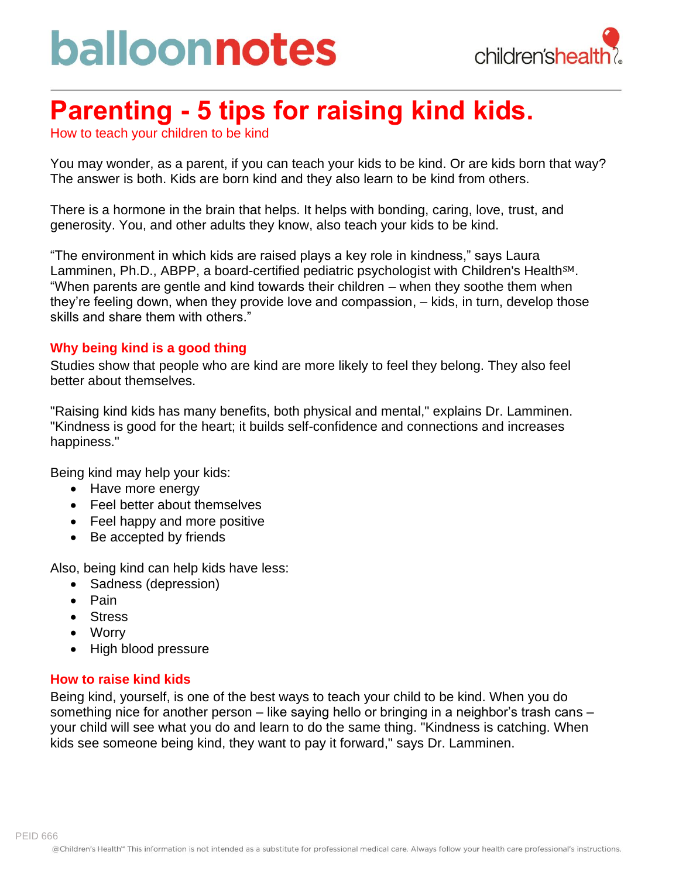# Parenting - 5 tips for raising kind kids.

How to teach your children to be kind

You may wonder, as a parent, if you can teach your kids to be kind. Or are kids born that way? The answer is both. Kids are born kind and they also learn to be kind from others.

There is a hormone in the brain that helps. It helps with bonding, caring, love, trust, and generosity. You, and other adults they know, also teach your kids to be kind.

"The environment in which kids are raised plays a key role in kindness," says Laura Lamminen, Ph.D., ABPP, a board-certified pediatric psychologist with Children's Health℠. "When parents are gentle and kind towards their children – when they soothe them when they're feeling down, when they provide love and compassion, – kids, in turn, develop those skills and share them with others."

## Why being kind is a good thing

Studies show that people who are kind are more likely to feel they belong. They also feel better about themselves.

"Raising kind kids has many benefits, both physical and mental," explains Dr. Lamminen. "Kindness is good for the heart; it builds self-confidence and connections and increases happiness."

Being kind may help your kids:

- Have more energy
- Feel better about themselves
- Feel happy and more positive
- Be accepted by friends

Also, being kind can help kids have less:

- Sadness (depression)
- Pain
- Stress
- Worry
- High blood pressure

## How to raise kind kids

Being kind, yourself, is one of the best ways to teach your child to be kind. When you do something nice for another person – like saying hello or bringing in a neighbor's trash cans – your child will see what you do and learn to do the same thing. "Kindness is catching. When kids see someone being kind, they want to pay it forward," says Dr. Lamminen.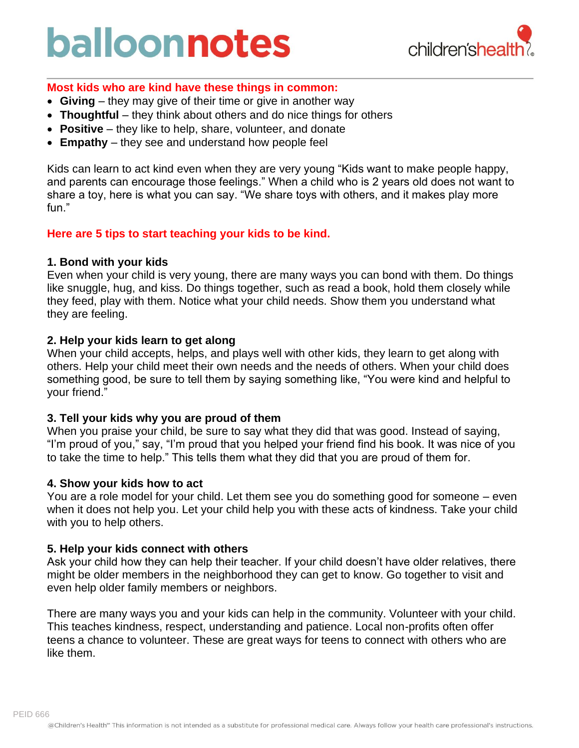**Most kids who are kind have these things in common:**

- **Giving** – they may give of their time or give in another way
- **Thoughtful** – they think about others and do nice things for others
- **Positive** – they like to help, share, volunteer, and donate
- **Empathy** – they see and understand how people feel

Kids can learn to act kind even when they are very young “Kids want to make people happy, and parents can encourage those feelings.” When a child who is 2 years old does not want to share a toy, here is what you can say. “We share toys with others, and it makes play more fun.”

**Here are 5 tips to start teaching your kids to be kind.**

### 1. Bond with your kids

Even when your child is very young, there are many ways you can bond with them. Do things like snuggle, hug, and kiss. Do things together, such as read a book, hold them closely while they feed, play with them. Notice what your child needs. Show them you understand what they are feeling.

### 2. Help your kids learn to get along

When your child accepts, helps, and plays well with other kids, they learn to get along with others. Help your child meet their own needs and the needs of others. When your child does something good, be sure to tell them by saying something like, “You were kind and helpful to your friend.”

### 3. Tell your kids why you are proud of them

When you praise your child, be sure to say what they did that was good. Instead of saying, “I’m proud of you,” say, “I’m proud that you helped your friend find his book. It was nice of you to take the time to help.” This tells them what they did that you are proud of them for.

### 4. Show your kids how to act

You are a role model for your child. Let them see you do something good for someone – even when it does not help you. Let your child help you with these acts of kindness. Take your child with you to help others.

### 5. Help your kids connect with others

Ask your child how they can help their teacher. If your child doesn’t have older relatives, there might be older members in the neighborhood they can get to know. Go together to visit and even help older family members or neighbors.

There are many ways you and your kids can help in the community. Volunteer with your child. This teaches kindness, respect, understanding and patience. Local non-profits often offer teens a chance to volunteer. These are great ways for teens to connect with others who are like them.

PEID 666

@Children’s Health℠ This information is not intended as a substitute for professional medical care. Always follow your health care professional’s instructions.